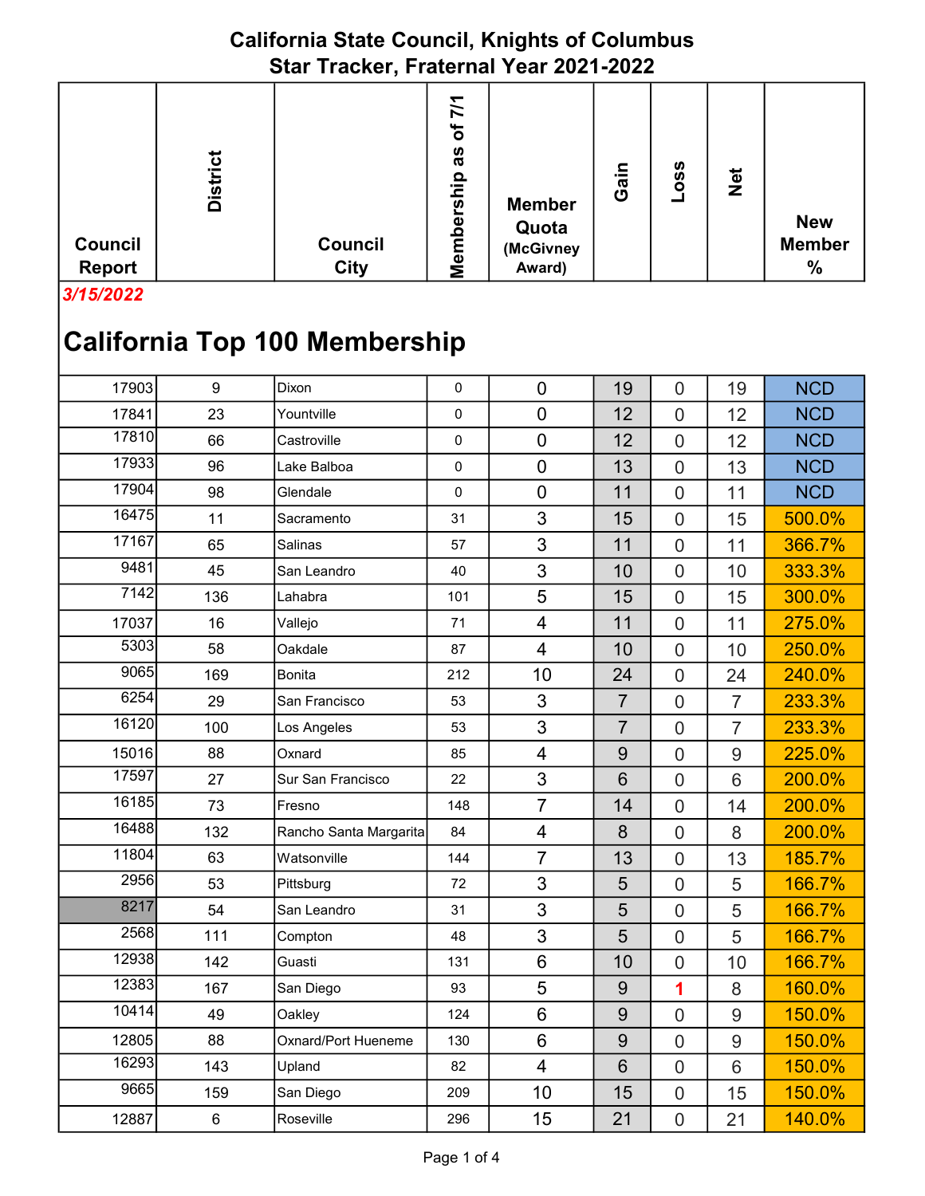# California State Council, Knights of Columbus
## Star Tracker, Fraternal Year 2021-2022

*3/15/2022*

## California Top 100 Membership

| Council Report | District | Council City | Membership as of 7/1 | Member Quota (McGivney Award) | Gain | Loss | Net | New Member % |
|---|---|---|---|---|---|---|---|---|
| 17903 | 9 | Dixon | 0 | 0 | 19 | 0 | 19 | NCD |
| 17841 | 23 | Yountville | 0 | 0 | 12 | 0 | 12 | NCD |
| 17810 | 66 | Castroville | 0 | 0 | 12 | 0 | 12 | NCD |
| 17933 | 96 | Lake Balboa | 0 | 0 | 13 | 0 | 13 | NCD |
| 17904 | 98 | Glendale | 0 | 0 | 11 | 0 | 11 | NCD |
| 16475 | 11 | Sacramento | 31 | 3 | 15 | 0 | 15 | 500.0% |
| 17167 | 65 | Salinas | 57 | 3 | 11 | 0 | 11 | 366.7% |
| 9481 | 45 | San Leandro | 40 | 3 | 10 | 0 | 10 | 333.3% |
| 7142 | 136 | Lahabra | 101 | 5 | 15 | 0 | 15 | 300.0% |
| 17037 | 16 | Vallejo | 71 | 4 | 11 | 0 | 11 | 275.0% |
| 5303 | 58 | Oakdale | 87 | 4 | 10 | 0 | 10 | 250.0% |
| 9065 | 169 | Bonita | 212 | 10 | 24 | 0 | 24 | 240.0% |
| 6254 | 29 | San Francisco | 53 | 3 | 7 | 0 | 7 | 233.3% |
| 16120 | 100 | Los Angeles | 53 | 3 | 7 | 0 | 7 | 233.3% |
| 15016 | 88 | Oxnard | 85 | 4 | 9 | 0 | 9 | 225.0% |
| 17597 | 27 | Sur San Francisco | 22 | 3 | 6 | 0 | 6 | 200.0% |
| 16185 | 73 | Fresno | 148 | 7 | 14 | 0 | 14 | 200.0% |
| 16488 | 132 | Rancho Santa Margarita | 84 | 4 | 8 | 0 | 8 | 200.0% |
| 11804 | 63 | Watsonville | 144 | 7 | 13 | 0 | 13 | 185.7% |
| 2956 | 53 | Pittsburg | 72 | 3 | 5 | 0 | 5 | 166.7% |
| 8217 | 54 | San Leandro | 31 | 3 | 5 | 0 | 5 | 166.7% |
| 2568 | 111 | Compton | 48 | 3 | 5 | 0 | 5 | 166.7% |
| 12938 | 142 | Guasti | 131 | 6 | 10 | 0 | 10 | 166.7% |
| 12383 | 167 | San Diego | 93 | 5 | 9 | 1 | 8 | 160.0% |
| 10414 | 49 | Oakley | 124 | 6 | 9 | 0 | 9 | 150.0% |
| 12805 | 88 | Oxnard/Port Hueneme | 130 | 6 | 9 | 0 | 9 | 150.0% |
| 16293 | 143 | Upland | 82 | 4 | 6 | 0 | 6 | 150.0% |
| 9665 | 159 | San Diego | 209 | 10 | 15 | 0 | 15 | 150.0% |
| 12887 | 6 | Roseville | 296 | 15 | 21 | 0 | 21 | 140.0% |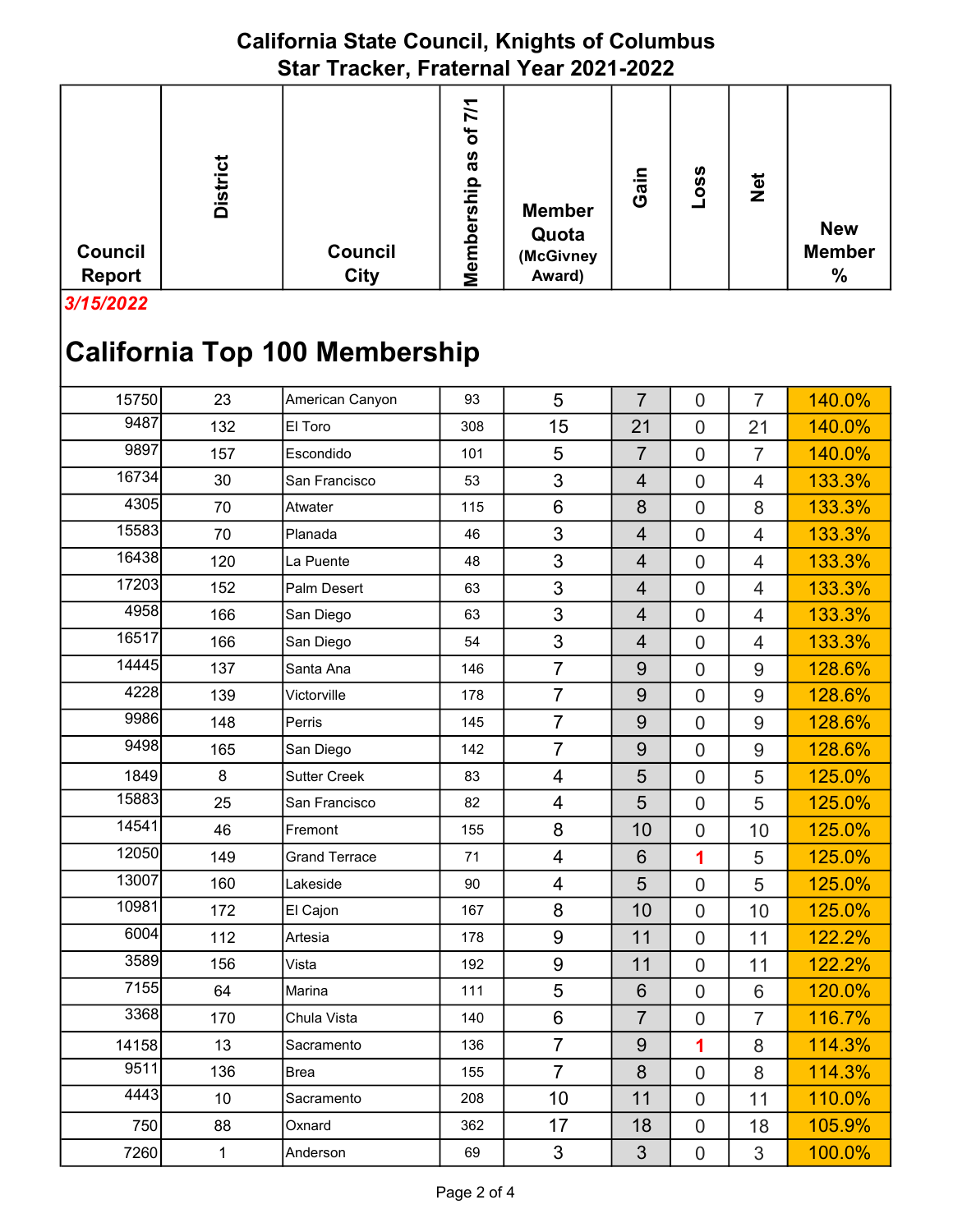## California State Council, Knights of Columbus
## Star Tracker, Fraternal Year 2021-2022

*3/15/2022*

## California Top 100 Membership

| Council Report | District | Council City | Membership as of 7/1 | Member Quota (McGivney Award) | Gain | Loss | Net | New Member % |
|---|---|---|---|---|---|---|---|---|
| 15750 | 23 | American Canyon | 93 | 5 | 7 | 0 | 7 | 140.0% |
| 9487 | 132 | El Toro | 308 | 15 | 21 | 0 | 21 | 140.0% |
| 9897 | 157 | Escondido | 101 | 5 | 7 | 0 | 7 | 140.0% |
| 16734 | 30 | San Francisco | 53 | 3 | 4 | 0 | 4 | 133.3% |
| 4305 | 70 | Atwater | 115 | 6 | 8 | 0 | 8 | 133.3% |
| 15583 | 70 | Planada | 46 | 3 | 4 | 0 | 4 | 133.3% |
| 16438 | 120 | La Puente | 48 | 3 | 4 | 0 | 4 | 133.3% |
| 17203 | 152 | Palm Desert | 63 | 3 | 4 | 0 | 4 | 133.3% |
| 4958 | 166 | San Diego | 63 | 3 | 4 | 0 | 4 | 133.3% |
| 16517 | 166 | San Diego | 54 | 3 | 4 | 0 | 4 | 133.3% |
| 14445 | 137 | Santa Ana | 146 | 7 | 9 | 0 | 9 | 128.6% |
| 4228 | 139 | Victorville | 178 | 7 | 9 | 0 | 9 | 128.6% |
| 9986 | 148 | Perris | 145 | 7 | 9 | 0 | 9 | 128.6% |
| 9498 | 165 | San Diego | 142 | 7 | 9 | 0 | 9 | 128.6% |
| 1849 | 8 | Sutter Creek | 83 | 4 | 5 | 0 | 5 | 125.0% |
| 15883 | 25 | San Francisco | 82 | 4 | 5 | 0 | 5 | 125.0% |
| 14541 | 46 | Fremont | 155 | 8 | 10 | 0 | 10 | 125.0% |
| 12050 | 149 | Grand Terrace | 71 | 4 | 6 | 1 | 5 | 125.0% |
| 13007 | 160 | Lakeside | 90 | 4 | 5 | 0 | 5 | 125.0% |
| 10981 | 172 | El Cajon | 167 | 8 | 10 | 0 | 10 | 125.0% |
| 6004 | 112 | Artesia | 178 | 9 | 11 | 0 | 11 | 122.2% |
| 3589 | 156 | Vista | 192 | 9 | 11 | 0 | 11 | 122.2% |
| 7155 | 64 | Marina | 111 | 5 | 6 | 0 | 6 | 120.0% |
| 3368 | 170 | Chula Vista | 140 | 6 | 7 | 0 | 7 | 116.7% |
| 14158 | 13 | Sacramento | 136 | 7 | 9 | 1 | 8 | 114.3% |
| 9511 | 136 | Brea | 155 | 7 | 8 | 0 | 8 | 114.3% |
| 4443 | 10 | Sacramento | 208 | 10 | 11 | 0 | 11 | 110.0% |
| 750 | 88 | Oxnard | 362 | 17 | 18 | 0 | 18 | 105.9% |
| 7260 | 1 | Anderson | 69 | 3 | 3 | 0 | 3 | 100.0% |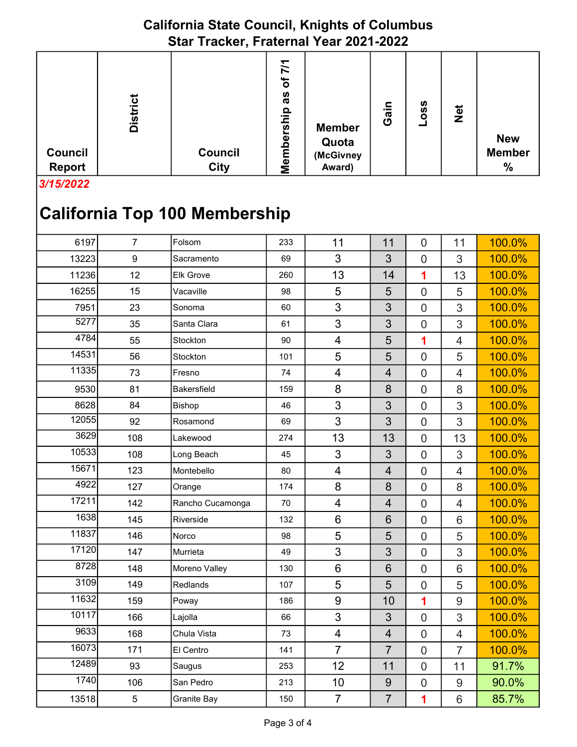# California State Council, Knights of Columbus
## Star Tracker, Fraternal Year 2021-2022

*3/15/2022*

## California Top 100 Membership

| Council Report | District | Council City | Membership as of 7/1 | Member Quota (McGivney Award) | Gain | Loss | Net | New Member % |
|---|---|---|---|---|---|---|---|---|
| 6197 | 7 | Folsom | 233 | 11 | 11 | 0 | 11 | 100.0% |
| 13223 | 9 | Sacramento | 69 | 3 | 3 | 0 | 3 | 100.0% |
| 11236 | 12 | Elk Grove | 260 | 13 | 14 | 1 | 13 | 100.0% |
| 16255 | 15 | Vacaville | 98 | 5 | 5 | 0 | 5 | 100.0% |
| 7951 | 23 | Sonoma | 60 | 3 | 3 | 0 | 3 | 100.0% |
| 5277 | 35 | Santa Clara | 61 | 3 | 3 | 0 | 3 | 100.0% |
| 4784 | 55 | Stockton | 90 | 4 | 5 | 1 | 4 | 100.0% |
| 14531 | 56 | Stockton | 101 | 5 | 5 | 0 | 5 | 100.0% |
| 11335 | 73 | Fresno | 74 | 4 | 4 | 0 | 4 | 100.0% |
| 9530 | 81 | Bakersfield | 159 | 8 | 8 | 0 | 8 | 100.0% |
| 8628 | 84 | Bishop | 46 | 3 | 3 | 0 | 3 | 100.0% |
| 12055 | 92 | Rosamond | 69 | 3 | 3 | 0 | 3 | 100.0% |
| 3629 | 108 | Lakewood | 274 | 13 | 13 | 0 | 13 | 100.0% |
| 10533 | 108 | Long Beach | 45 | 3 | 3 | 0 | 3 | 100.0% |
| 15671 | 123 | Montebello | 80 | 4 | 4 | 0 | 4 | 100.0% |
| 4922 | 127 | Orange | 174 | 8 | 8 | 0 | 8 | 100.0% |
| 17211 | 142 | Rancho Cucamonga | 70 | 4 | 4 | 0 | 4 | 100.0% |
| 1638 | 145 | Riverside | 132 | 6 | 6 | 0 | 6 | 100.0% |
| 11837 | 146 | Norco | 98 | 5 | 5 | 0 | 5 | 100.0% |
| 17120 | 147 | Murrieta | 49 | 3 | 3 | 0 | 3 | 100.0% |
| 8728 | 148 | Moreno Valley | 130 | 6 | 6 | 0 | 6 | 100.0% |
| 3109 | 149 | Redlands | 107 | 5 | 5 | 0 | 5 | 100.0% |
| 11632 | 159 | Poway | 186 | 9 | 10 | 1 | 9 | 100.0% |
| 10117 | 166 | Lajolla | 66 | 3 | 3 | 0 | 3 | 100.0% |
| 9633 | 168 | Chula Vista | 73 | 4 | 4 | 0 | 4 | 100.0% |
| 16073 | 171 | El Centro | 141 | 7 | 7 | 0 | 7 | 100.0% |
| 12489 | 93 | Saugus | 253 | 12 | 11 | 0 | 11 | 91.7% |
| 1740 | 106 | San Pedro | 213 | 10 | 9 | 0 | 9 | 90.0% |
| 13518 | 5 | Granite Bay | 150 | 7 | 7 | 1 | 6 | 85.7% |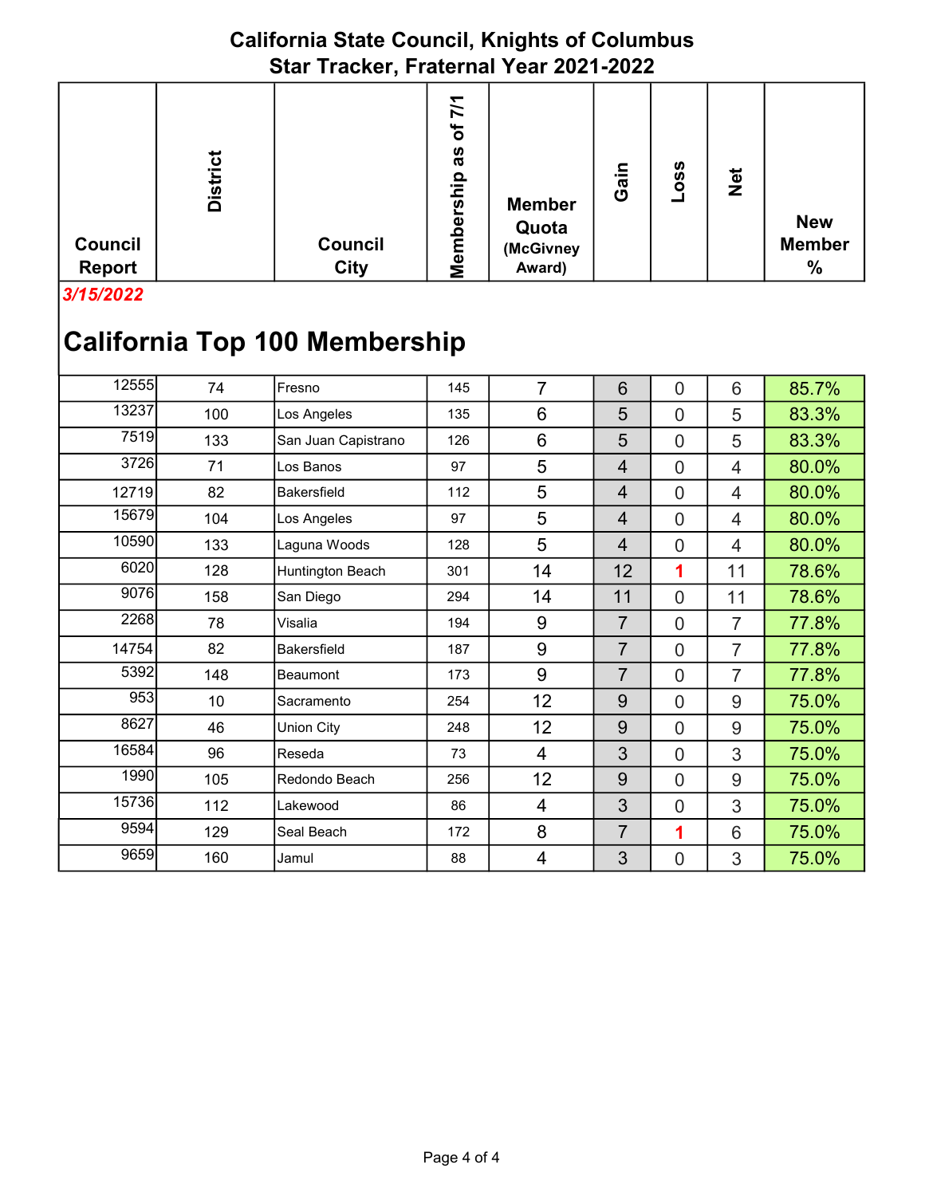# California State Council, Knights of Columbus
# Star Tracker, Fraternal Year 2021-2022

*3/15/2022*

## California Top 100 Membership

| Council Report | District | Council City | Membership as of 7/1 | Member Quota (McGivney Award) | Gain | Loss | Net | New Member % |
|---|---|---|---|---|---|---|---|---|
| 12555 | 74 | Fresno | 145 | 7 | 6 | 0 | 6 | 85.7% |
| 13237 | 100 | Los Angeles | 135 | 6 | 5 | 0 | 5 | 83.3% |
| 7519 | 133 | San Juan Capistrano | 126 | 6 | 5 | 0 | 5 | 83.3% |
| 3726 | 71 | Los Banos | 97 | 5 | 4 | 0 | 4 | 80.0% |
| 12719 | 82 | Bakersfield | 112 | 5 | 4 | 0 | 4 | 80.0% |
| 15679 | 104 | Los Angeles | 97 | 5 | 4 | 0 | 4 | 80.0% |
| 10590 | 133 | Laguna Woods | 128 | 5 | 4 | 0 | 4 | 80.0% |
| 6020 | 128 | Huntington Beach | 301 | 14 | 12 | 1 | 11 | 78.6% |
| 9076 | 158 | San Diego | 294 | 14 | 11 | 0 | 11 | 78.6% |
| 2268 | 78 | Visalia | 194 | 9 | 7 | 0 | 7 | 77.8% |
| 14754 | 82 | Bakersfield | 187 | 9 | 7 | 0 | 7 | 77.8% |
| 5392 | 148 | Beaumont | 173 | 9 | 7 | 0 | 7 | 77.8% |
| 953 | 10 | Sacramento | 254 | 12 | 9 | 0 | 9 | 75.0% |
| 8627 | 46 | Union City | 248 | 12 | 9 | 0 | 9 | 75.0% |
| 16584 | 96 | Reseda | 73 | 4 | 3 | 0 | 3 | 75.0% |
| 1990 | 105 | Redondo Beach | 256 | 12 | 9 | 0 | 9 | 75.0% |
| 15736 | 112 | Lakewood | 86 | 4 | 3 | 0 | 3 | 75.0% |
| 9594 | 129 | Seal Beach | 172 | 8 | 7 | 1 | 6 | 75.0% |
| 9659 | 160 | Jamul | 88 | 4 | 3 | 0 | 3 | 75.0% |